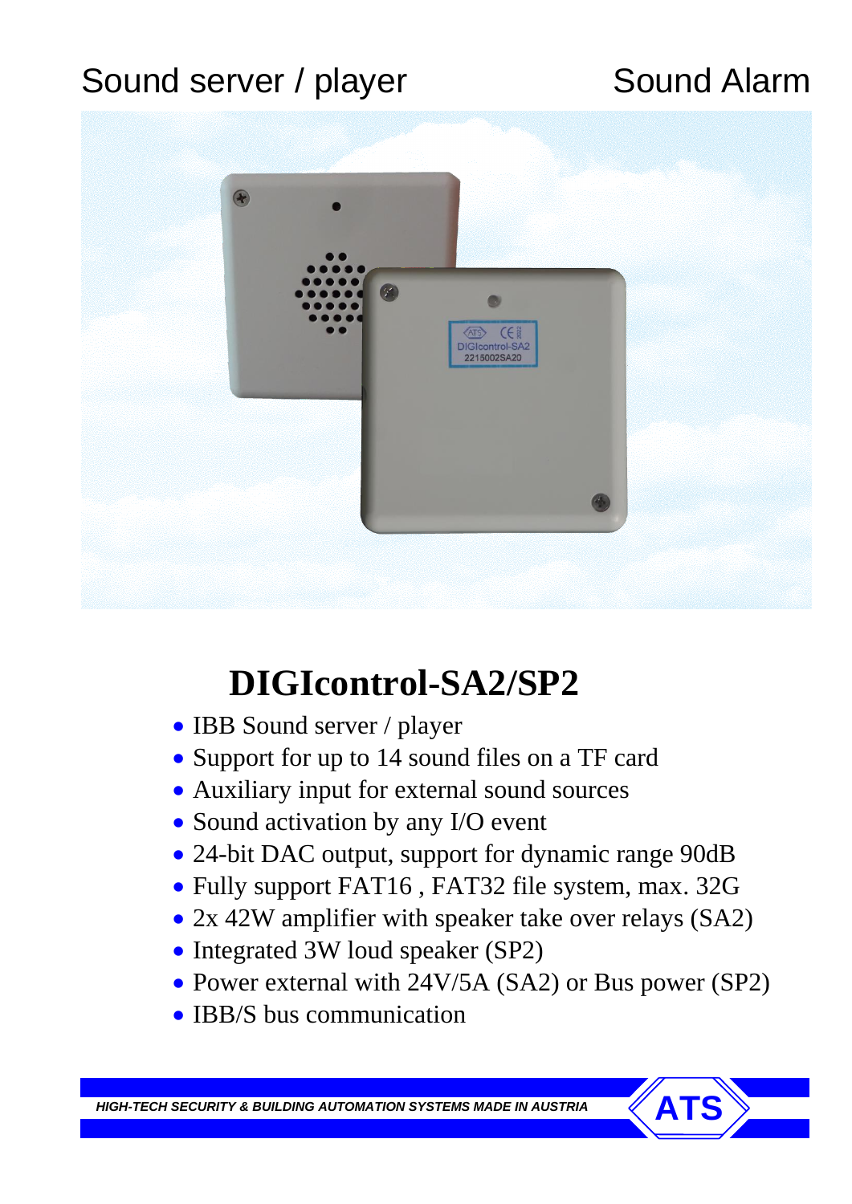Sound server / player

Sound Alarm

# DIGIcontrol-SA2/SP2

- IBB Sound server / player
- Support for up to 14 sound files on a TF card
- Auxiliary input for external sound sources
- Sound activation by any I/O event
- 24-bit DAC output, support for dynamic range 90dB
- Fully support FAT16 , FAT32 file system, max. 32G
- 2x 42W amplifier with speaker take over relays (SA2)
- Integrated 3W loud speaker (SP2)
- Power external with 24V/5A (SA2) or Bus power (SP2)
- IBB/S bus communication

***HIGH-TECH SECURITY & BUILDING AUTOMATION SYSTEMS MADE IN AUSTRIA***

ATS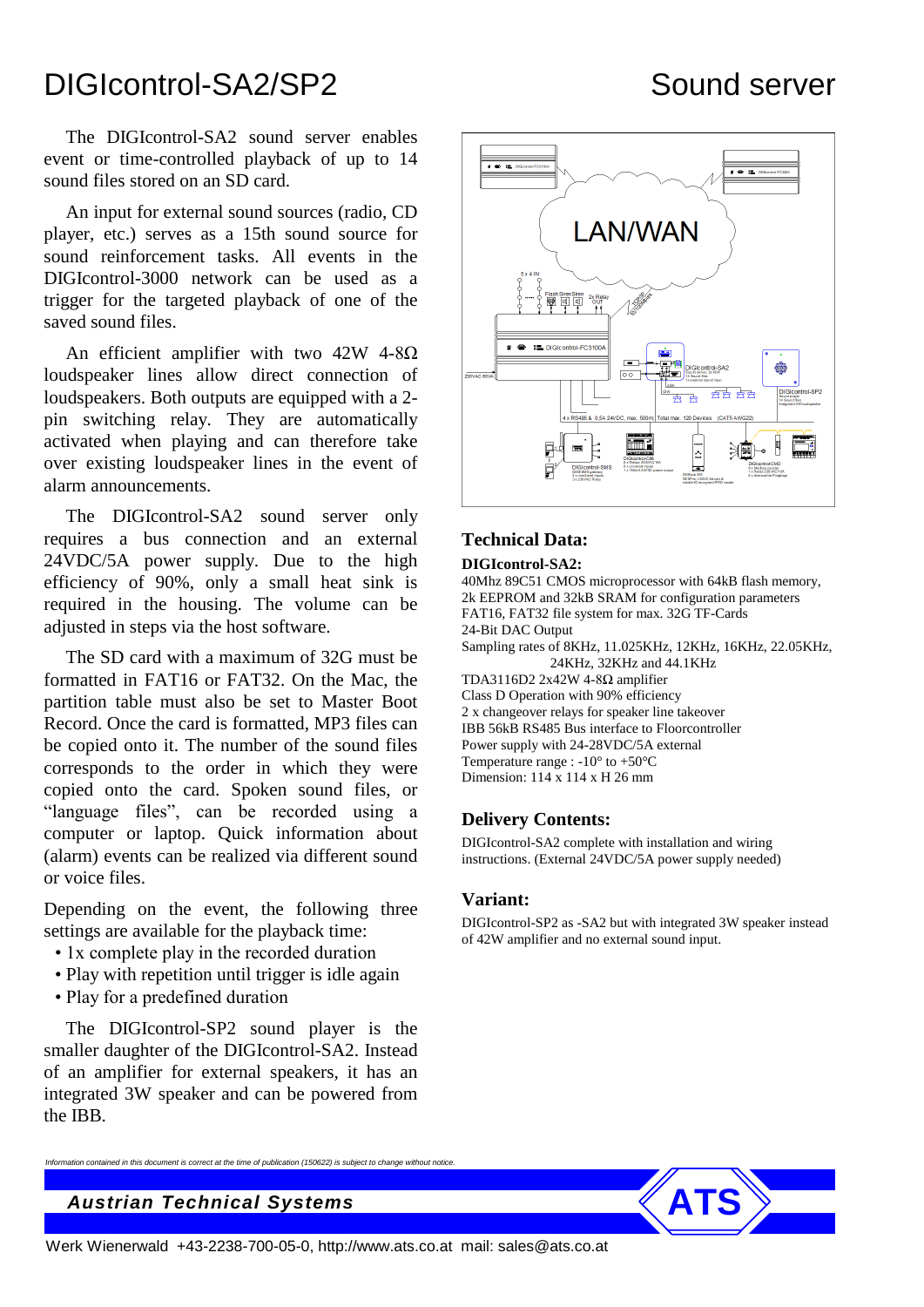# DIGIcontrol-SA2/SP2 Sound server

The DIGIcontrol-SA2 sound server enables event or time-controlled playback of up to 14 sound files stored on an SD card.

An input for external sound sources (radio, CD player, etc.) serves as a 15th sound source for sound reinforcement tasks. All events in the DIGIcontrol-3000 network can be used as a trigger for the targeted playback of one of the saved sound files.

An efficient amplifier with two 42W 4-8Ω loudspeaker lines allow direct connection of loudspeakers. Both outputs are equipped with a 2-pin switching relay. They are automatically activated when playing and can therefore take over existing loudspeaker lines in the event of alarm announcements.

The DIGIcontrol-SA2 sound server only requires a bus connection and an external 24VDC/5A power supply. Due to the high efficiency of 90%, only a small heat sink is required in the housing. The volume can be adjusted in steps via the host software.

The SD card with a maximum of 32G must be formatted in FAT16 or FAT32. On the Mac, the partition table must also be set to Master Boot Record. Once the card is formatted, MP3 files can be copied onto it. The number of the sound files corresponds to the order in which they were copied onto the card. Spoken sound files, or "language files", can be recorded using a computer or laptop. Quick information about (alarm) events can be realized via different sound or voice files.

Depending on the event, the following three settings are available for the playback time:

- 1x complete play in the recorded duration
- Play with repetition until trigger is idle again
- Play for a predefined duration

The DIGIcontrol-SP2 sound player is the smaller daughter of the DIGIcontrol-SA2. Instead of an amplifier for external speakers, it has an integrated 3W speaker and can be powered from the IBB.

LAN/WAN

5 x 4 IN

Flash Siren Siren

2x Relay OUT

DIGIcontrol-FC3100A

DIGIcontrol-SA2

DIGIcontrol-SP2

230VAC 60VA

4 x RS485 & 0.5A 24VDC, max. 500m, Total max. 120 Devices (CAT5 AWG22)

DIGIcontrol-SMS

## Technical Data:

**DIGIcontrol-SA2:**

40Mhz 89C51 CMOS microprocessor with 64kB flash memory,
2k EEPROM and 32kB SRAM for configuration parameters
FAT16, FAT32 file system for max. 32G TF-Cards
24-Bit DAC Output
Sampling rates of 8KHz, 11.025KHz, 12KHz, 16KHz, 22.05KHz, 24KHz, 32KHz and 44.1KHz
TDA3116D2 2x42W 4-8Ω amplifier
Class D Operation with 90% efficiency
2 x changeover relays for speaker line takeover
IBB 56kB RS485 Bus interface to Floorcontroller
Power supply with 24-28VDC/5A external
Temperature range : -10° to +50°C
Dimension: 114 x 114 x H 26 mm

## Delivery Contents:

DIGIcontrol-SA2 complete with installation and wiring instructions. (External 24VDC/5A power supply needed)

## Variant:

DIGIcontrol-SP2 as -SA2 but with integrated 3W speaker instead of 42W amplifier and no external sound input.

*Information contained in this document is correct at the time of publication (150622) is subject to change without notice.*

**Austrian Technical Systems** ATS

Werk Wienerwald +43-2238-700-05-0, http://www.ats.co.at mail: sales@ats.co.at